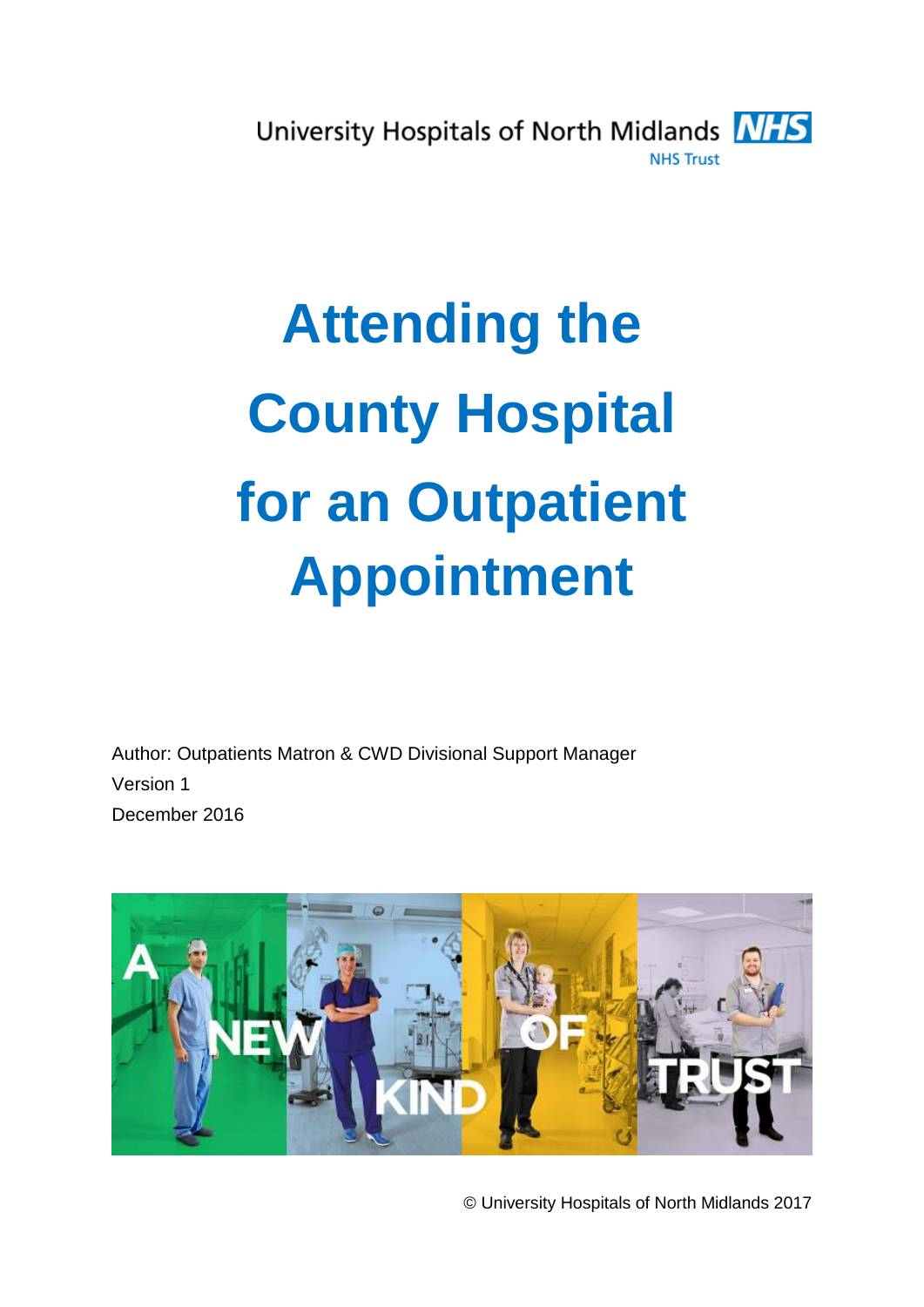University Hospitals of North Midlands NHS Trust

# Attending the County Hospital for an Outpatient Appointment

Author: Outpatients Matron & CWD Divisional Support Manager
Version 1
December 2016

© University Hospitals of North Midlands 2017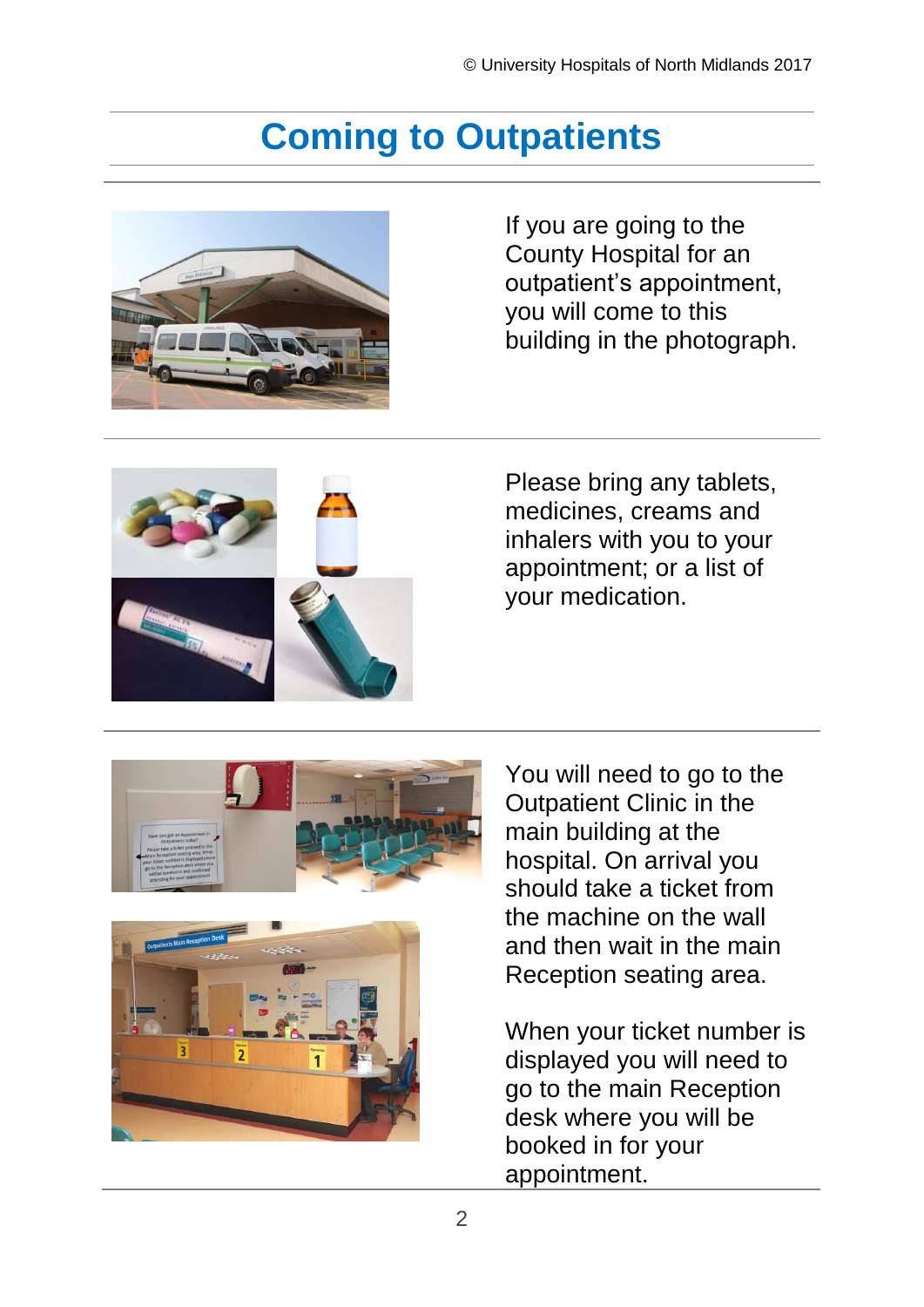# Coming to Outpatients

If you are going to the County Hospital for an outpatient's appointment, you will come to this building in the photograph.

Please bring any tablets, medicines, creams and inhalers with you to your appointment; or a list of your medication.

You will need to go to the Outpatient Clinic in the main building at the hospital. On arrival you should take a ticket from the machine on the wall and then wait in the main Reception seating area.

When your ticket number is displayed you will need to go to the main Reception desk where you will be booked in for your appointment.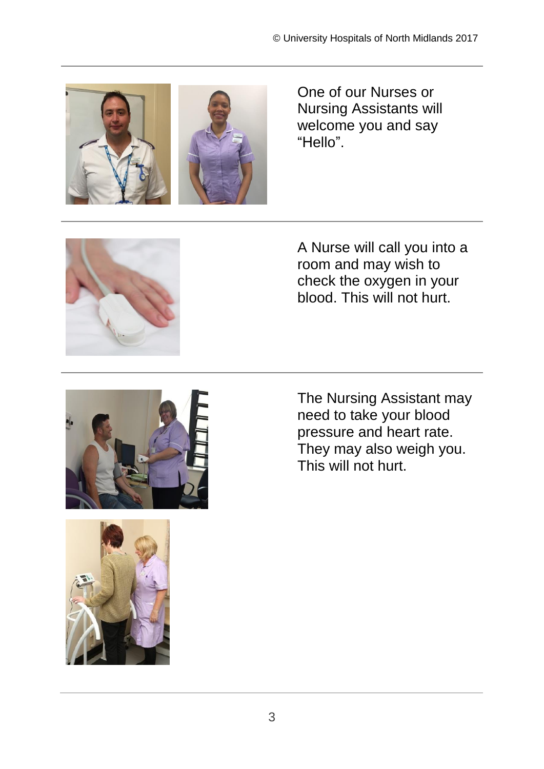One of our Nurses or Nursing Assistants will welcome you and say "Hello".

A Nurse will call you into a room and may wish to check the oxygen in your blood. This will not hurt.

The Nursing Assistant may need to take your blood pressure and heart rate. They may also weigh you. This will not hurt.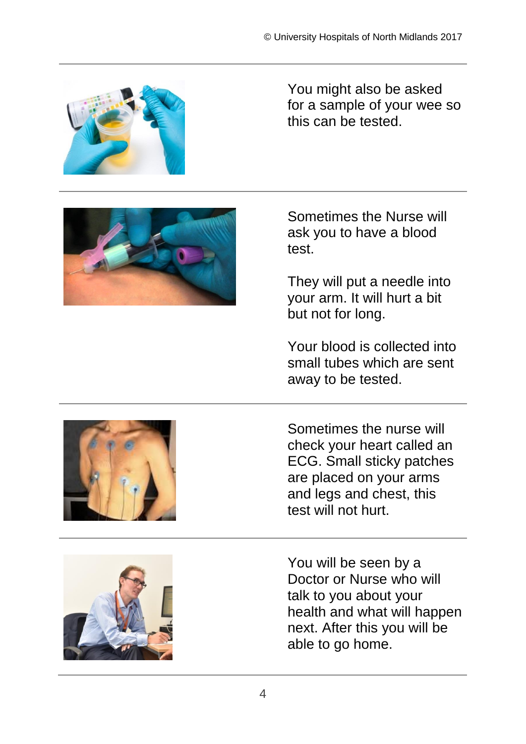You might also be asked for a sample of your wee so this can be tested.

Sometimes the Nurse will ask you to have a blood test.

They will put a needle into your arm. It will hurt a bit but not for long.

Your blood is collected into small tubes which are sent away to be tested.

Sometimes the nurse will check your heart called an ECG. Small sticky patches are placed on your arms and legs and chest, this test will not hurt.

You will be seen by a Doctor or Nurse who will talk to you about your health and what will happen next. After this you will be able to go home.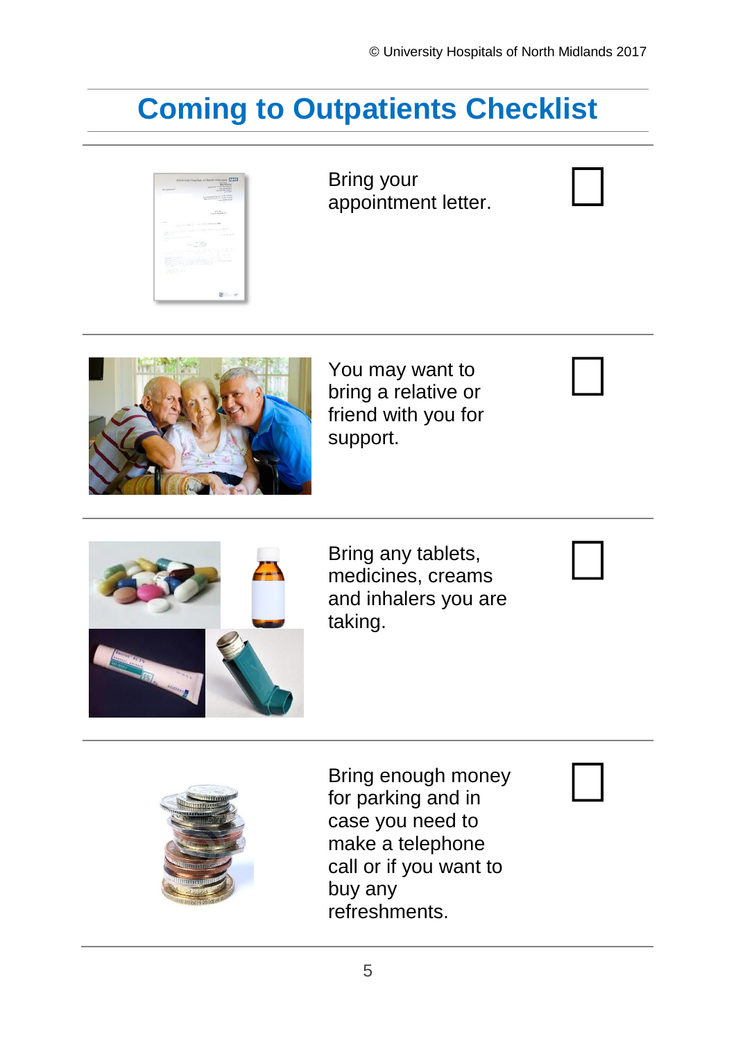# Coming to Outpatients Checklist

- [ ] Bring your appointment letter.
- [ ] You may want to bring a relative or friend with you for support.
- [ ] Bring any tablets, medicines, creams and inhalers you are taking.
- [ ] Bring enough money for parking and in case you need to make a telephone call or if you want to buy any refreshments.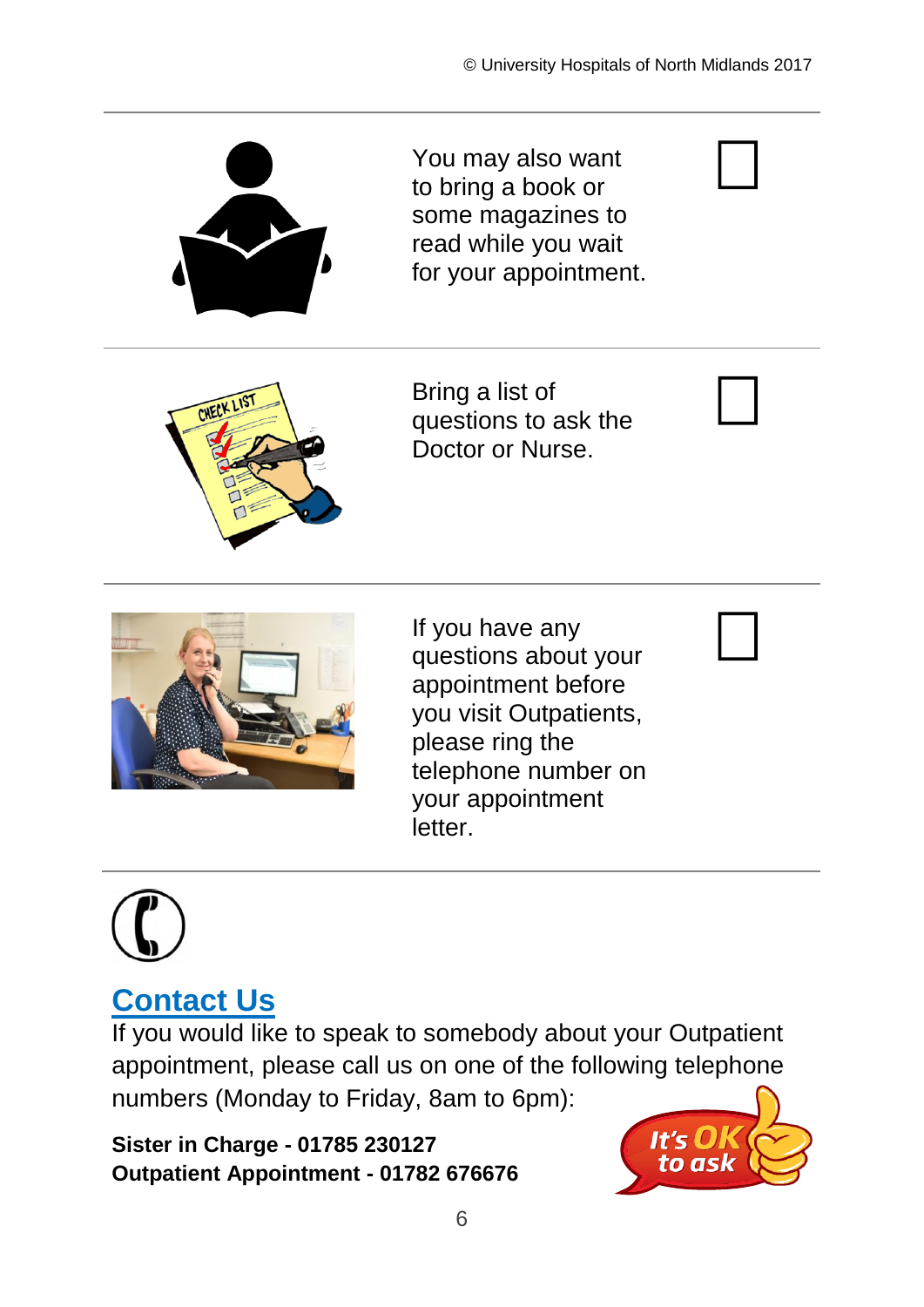© University Hospitals of North Midlands 2017

You may also want to bring a book or some magazines to read while you wait for your appointment. ☐

Bring a list of questions to ask the Doctor or Nurse. ☐

If you have any questions about your appointment before you visit Outpatients, please ring the telephone number on your appointment letter. ☐

## Contact Us

If you would like to speak to somebody about your Outpatient appointment, please call us on one of the following telephone numbers (Monday to Friday, 8am to 6pm):

**Sister in Charge - 01785 230127**
**Outpatient Appointment - 01782 676676**

It's OK to ask